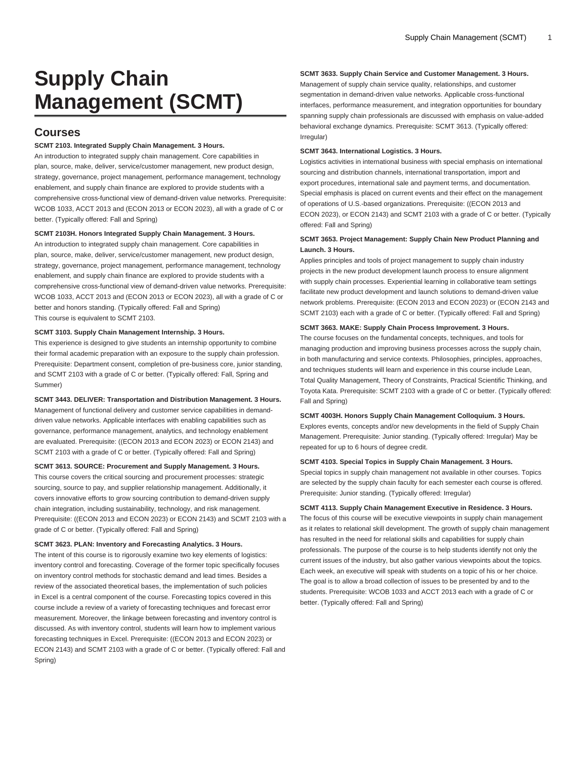# Supply Chain Management (SCMT)

## Courses

**SCMT 2103. Integrated Supply Chain Management. 3 Hours.**

An introduction to integrated supply chain management. Core capabilities in plan, source, make, deliver, service/customer management, new product design, strategy, governance, project management, performance management, technology enablement, and supply chain finance are explored to provide students with a comprehensive cross-functional view of demand-driven value networks. Prerequisite: WCOB 1033, ACCT 2013 and (ECON 2013 or ECON 2023), all with a grade of C or better. (Typically offered: Fall and Spring)

**SCMT 2103H. Honors Integrated Supply Chain Management. 3 Hours.**

An introduction to integrated supply chain management. Core capabilities in plan, source, make, deliver, service/customer management, new product design, strategy, governance, project management, performance management, technology enablement, and supply chain finance are explored to provide students with a comprehensive cross-functional view of demand-driven value networks. Prerequisite: WCOB 1033, ACCT 2013 and (ECON 2013 or ECON 2023), all with a grade of C or better and honors standing. (Typically offered: Fall and Spring)
This course is equivalent to SCMT 2103.

**SCMT 3103. Supply Chain Management Internship. 3 Hours.**

This experience is designed to give students an internship opportunity to combine their formal academic preparation with an exposure to the supply chain profession. Prerequisite: Department consent, completion of pre-business core, junior standing, and SCMT 2103 with a grade of C or better. (Typically offered: Fall, Spring and Summer)

**SCMT 3443. DELIVER: Transportation and Distribution Management. 3 Hours.**

Management of functional delivery and customer service capabilities in demand-driven value networks. Applicable interfaces with enabling capabilities such as governance, performance management, analytics, and technology enablement are evaluated. Prerequisite: ((ECON 2013 and ECON 2023) or ECON 2143) and SCMT 2103 with a grade of C or better. (Typically offered: Fall and Spring)

**SCMT 3613. SOURCE: Procurement and Supply Management. 3 Hours.**

This course covers the critical sourcing and procurement processes: strategic sourcing, source to pay, and supplier relationship management. Additionally, it covers innovative efforts to grow sourcing contribution to demand-driven supply chain integration, including sustainability, technology, and risk management. Prerequisite: ((ECON 2013 and ECON 2023) or ECON 2143) and SCMT 2103 with a grade of C or better. (Typically offered: Fall and Spring)

**SCMT 3623. PLAN: Inventory and Forecasting Analytics. 3 Hours.**

The intent of this course is to rigorously examine two key elements of logistics: inventory control and forecasting. Coverage of the former topic specifically focuses on inventory control methods for stochastic demand and lead times. Besides a review of the associated theoretical bases, the implementation of such policies in Excel is a central component of the course. Forecasting topics covered in this course include a review of a variety of forecasting techniques and forecast error measurement. Moreover, the linkage between forecasting and inventory control is discussed. As with inventory control, students will learn how to implement various forecasting techniques in Excel. Prerequisite: ((ECON 2013 and ECON 2023) or ECON 2143) and SCMT 2103 with a grade of C or better. (Typically offered: Fall and Spring)

**SCMT 3633. Supply Chain Service and Customer Management. 3 Hours.**

Management of supply chain service quality, relationships, and customer segmentation in demand-driven value networks. Applicable cross-functional interfaces, performance measurement, and integration opportunities for boundary spanning supply chain professionals are discussed with emphasis on value-added behavioral exchange dynamics. Prerequisite: SCMT 3613. (Typically offered: Irregular)

**SCMT 3643. International Logistics. 3 Hours.**

Logistics activities in international business with special emphasis on international sourcing and distribution channels, international transportation, import and export procedures, international sale and payment terms, and documentation. Special emphasis is placed on current events and their effect on the management of operations of U.S.-based organizations. Prerequisite: ((ECON 2013 and ECON 2023), or ECON 2143) and SCMT 2103 with a grade of C or better. (Typically offered: Fall and Spring)

**SCMT 3653. Project Management: Supply Chain New Product Planning and Launch. 3 Hours.**

Applies principles and tools of project management to supply chain industry projects in the new product development launch process to ensure alignment with supply chain processes. Experiential learning in collaborative team settings facilitate new product development and launch solutions to demand-driven value network problems. Prerequisite: (ECON 2013 and ECON 2023) or (ECON 2143 and SCMT 2103) each with a grade of C or better. (Typically offered: Fall and Spring)

**SCMT 3663. MAKE: Supply Chain Process Improvement. 3 Hours.**

The course focuses on the fundamental concepts, techniques, and tools for managing production and improving business processes across the supply chain, in both manufacturing and service contexts. Philosophies, principles, approaches, and techniques students will learn and experience in this course include Lean, Total Quality Management, Theory of Constraints, Practical Scientific Thinking, and Toyota Kata. Prerequisite: SCMT 2103 with a grade of C or better. (Typically offered: Fall and Spring)

**SCMT 4003H. Honors Supply Chain Management Colloquium. 3 Hours.**

Explores events, concepts and/or new developments in the field of Supply Chain Management. Prerequisite: Junior standing. (Typically offered: Irregular) May be repeated for up to 6 hours of degree credit.

**SCMT 4103. Special Topics in Supply Chain Management. 3 Hours.**

Special topics in supply chain management not available in other courses. Topics are selected by the supply chain faculty for each semester each course is offered. Prerequisite: Junior standing. (Typically offered: Irregular)

**SCMT 4113. Supply Chain Management Executive in Residence. 3 Hours.**

The focus of this course will be executive viewpoints in supply chain management as it relates to relational skill development. The growth of supply chain management has resulted in the need for relational skills and capabilities for supply chain professionals. The purpose of the course is to help students identify not only the current issues of the industry, but also gather various viewpoints about the topics. Each week, an executive will speak with students on a topic of his or her choice. The goal is to allow a broad collection of issues to be presented by and to the students. Prerequisite: WCOB 1033 and ACCT 2013 each with a grade of C or better. (Typically offered: Fall and Spring)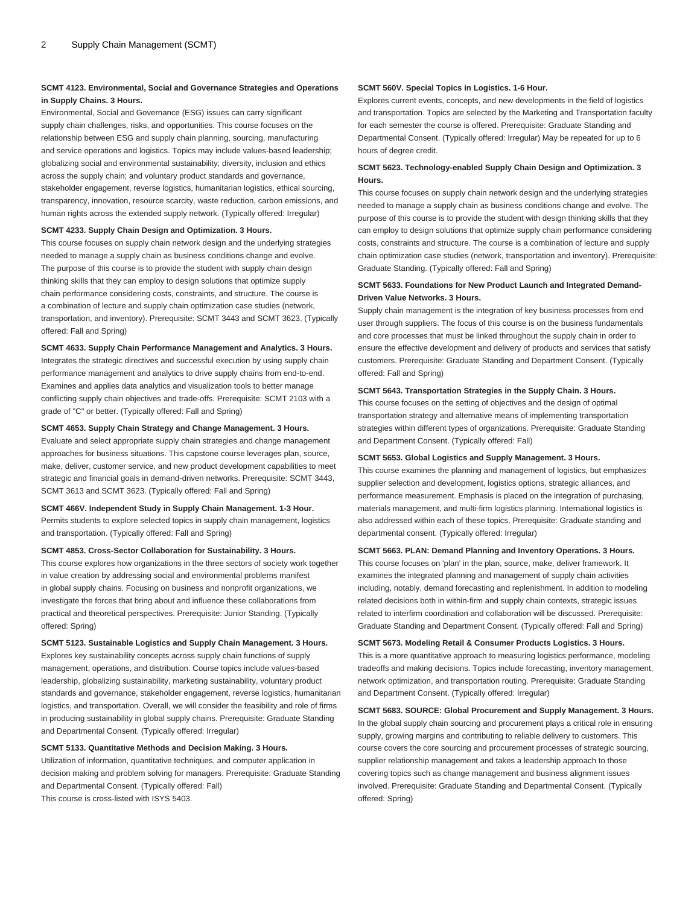**SCMT 4123. Environmental, Social and Governance Strategies and Operations in Supply Chains. 3 Hours.**

Environmental, Social and Governance (ESG) issues can carry significant supply chain challenges, risks, and opportunities. This course focuses on the relationship between ESG and supply chain planning, sourcing, manufacturing and service operations and logistics. Topics may include values-based leadership; globalizing social and environmental sustainability; diversity, inclusion and ethics across the supply chain; and voluntary product standards and governance, stakeholder engagement, reverse logistics, humanitarian logistics, ethical sourcing, transparency, innovation, resource scarcity, waste reduction, carbon emissions, and human rights across the extended supply network. (Typically offered: Irregular)

**SCMT 4233. Supply Chain Design and Optimization. 3 Hours.**

This course focuses on supply chain network design and the underlying strategies needed to manage a supply chain as business conditions change and evolve. The purpose of this course is to provide the student with supply chain design thinking skills that they can employ to design solutions that optimize supply chain performance considering costs, constraints, and structure. The course is a combination of lecture and supply chain optimization case studies (network, transportation, and inventory). Prerequisite: SCMT 3443 and SCMT 3623. (Typically offered: Fall and Spring)

**SCMT 4633. Supply Chain Performance Management and Analytics. 3 Hours.**

Integrates the strategic directives and successful execution by using supply chain performance management and analytics to drive supply chains from end-to-end. Examines and applies data analytics and visualization tools to better manage conflicting supply chain objectives and trade-offs. Prerequisite: SCMT 2103 with a grade of "C" or better. (Typically offered: Fall and Spring)

**SCMT 4653. Supply Chain Strategy and Change Management. 3 Hours.**

Evaluate and select appropriate supply chain strategies and change management approaches for business situations. This capstone course leverages plan, source, make, deliver, customer service, and new product development capabilities to meet strategic and financial goals in demand-driven networks. Prerequisite: SCMT 3443, SCMT 3613 and SCMT 3623. (Typically offered: Fall and Spring)

**SCMT 466V. Independent Study in Supply Chain Management. 1-3 Hour.**

Permits students to explore selected topics in supply chain management, logistics and transportation. (Typically offered: Fall and Spring)

**SCMT 4853. Cross-Sector Collaboration for Sustainability. 3 Hours.**

This course explores how organizations in the three sectors of society work together in value creation by addressing social and environmental problems manifest in global supply chains. Focusing on business and nonprofit organizations, we investigate the forces that bring about and influence these collaborations from practical and theoretical perspectives. Prerequisite: Junior Standing. (Typically offered: Spring)

**SCMT 5123. Sustainable Logistics and Supply Chain Management. 3 Hours.**

Explores key sustainability concepts across supply chain functions of supply management, operations, and distribution. Course topics include values-based leadership, globalizing sustainability, marketing sustainability, voluntary product standards and governance, stakeholder engagement, reverse logistics, humanitarian logistics, and transportation. Overall, we will consider the feasibility and role of firms in producing sustainability in global supply chains. Prerequisite: Graduate Standing and Departmental Consent. (Typically offered: Irregular)

**SCMT 5133. Quantitative Methods and Decision Making. 3 Hours.**

Utilization of information, quantitative techniques, and computer application in decision making and problem solving for managers. Prerequisite: Graduate Standing and Departmental Consent. (Typically offered: Fall)

This course is cross-listed with ISYS 5403.

**SCMT 560V. Special Topics in Logistics. 1-6 Hour.**

Explores current events, concepts, and new developments in the field of logistics and transportation. Topics are selected by the Marketing and Transportation faculty for each semester the course is offered. Prerequisite: Graduate Standing and Departmental Consent. (Typically offered: Irregular) May be repeated for up to 6 hours of degree credit.

**SCMT 5623. Technology-enabled Supply Chain Design and Optimization. 3 Hours.**

This course focuses on supply chain network design and the underlying strategies needed to manage a supply chain as business conditions change and evolve. The purpose of this course is to provide the student with design thinking skills that they can employ to design solutions that optimize supply chain performance considering costs, constraints and structure. The course is a combination of lecture and supply chain optimization case studies (network, transportation and inventory). Prerequisite: Graduate Standing. (Typically offered: Fall and Spring)

**SCMT 5633. Foundations for New Product Launch and Integrated Demand-Driven Value Networks. 3 Hours.**

Supply chain management is the integration of key business processes from end user through suppliers. The focus of this course is on the business fundamentals and core processes that must be linked throughout the supply chain in order to ensure the effective development and delivery of products and services that satisfy customers. Prerequisite: Graduate Standing and Department Consent. (Typically offered: Fall and Spring)

**SCMT 5643. Transportation Strategies in the Supply Chain. 3 Hours.**

This course focuses on the setting of objectives and the design of optimal transportation strategy and alternative means of implementing transportation strategies within different types of organizations. Prerequisite: Graduate Standing and Department Consent. (Typically offered: Fall)

**SCMT 5653. Global Logistics and Supply Management. 3 Hours.**

This course examines the planning and management of logistics, but emphasizes supplier selection and development, logistics options, strategic alliances, and performance measurement. Emphasis is placed on the integration of purchasing, materials management, and multi-firm logistics planning. International logistics is also addressed within each of these topics. Prerequisite: Graduate standing and departmental consent. (Typically offered: Irregular)

**SCMT 5663. PLAN: Demand Planning and Inventory Operations. 3 Hours.**

This course focuses on 'plan' in the plan, source, make, deliver framework. It examines the integrated planning and management of supply chain activities including, notably, demand forecasting and replenishment. In addition to modeling related decisions both in within-firm and supply chain contexts, strategic issues related to interfirm coordination and collaboration will be discussed. Prerequisite: Graduate Standing and Department Consent. (Typically offered: Fall and Spring)

**SCMT 5673. Modeling Retail & Consumer Products Logistics. 3 Hours.**

This is a more quantitative approach to measuring logistics performance, modeling tradeoffs and making decisions. Topics include forecasting, inventory management, network optimization, and transportation routing. Prerequisite: Graduate Standing and Department Consent. (Typically offered: Irregular)

**SCMT 5683. SOURCE: Global Procurement and Supply Management. 3 Hours.**

In the global supply chain sourcing and procurement plays a critical role in ensuring supply, growing margins and contributing to reliable delivery to customers. This course covers the core sourcing and procurement processes of strategic sourcing, supplier relationship management and takes a leadership approach to those covering topics such as change management and business alignment issues involved. Prerequisite: Graduate Standing and Departmental Consent. (Typically offered: Spring)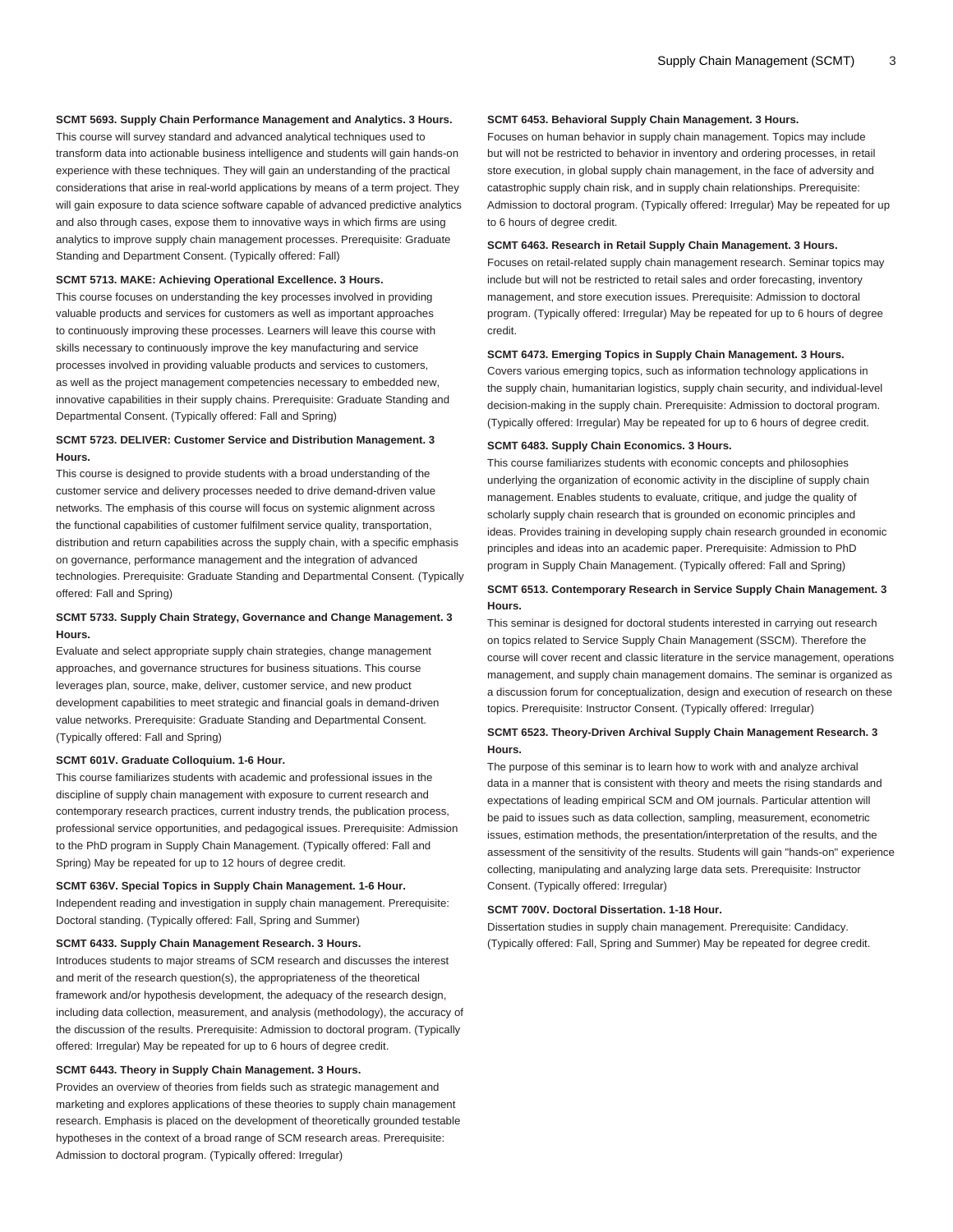**SCMT 5693. Supply Chain Performance Management and Analytics. 3 Hours.**

This course will survey standard and advanced analytical techniques used to transform data into actionable business intelligence and students will gain hands-on experience with these techniques. They will gain an understanding of the practical considerations that arise in real-world applications by means of a term project. They will gain exposure to data science software capable of advanced predictive analytics and also through cases, expose them to innovative ways in which firms are using analytics to improve supply chain management processes. Prerequisite: Graduate Standing and Department Consent. (Typically offered: Fall)

**SCMT 5713. MAKE: Achieving Operational Excellence. 3 Hours.**

This course focuses on understanding the key processes involved in providing valuable products and services for customers as well as important approaches to continuously improving these processes. Learners will leave this course with skills necessary to continuously improve the key manufacturing and service processes involved in providing valuable products and services to customers, as well as the project management competencies necessary to embedded new, innovative capabilities in their supply chains. Prerequisite: Graduate Standing and Departmental Consent. (Typically offered: Fall and Spring)

**SCMT 5723. DELIVER: Customer Service and Distribution Management. 3 Hours.**

This course is designed to provide students with a broad understanding of the customer service and delivery processes needed to drive demand-driven value networks. The emphasis of this course will focus on systemic alignment across the functional capabilities of customer fulfilment service quality, transportation, distribution and return capabilities across the supply chain, with a specific emphasis on governance, performance management and the integration of advanced technologies. Prerequisite: Graduate Standing and Departmental Consent. (Typically offered: Fall and Spring)

**SCMT 5733. Supply Chain Strategy, Governance and Change Management. 3 Hours.**

Evaluate and select appropriate supply chain strategies, change management approaches, and governance structures for business situations. This course leverages plan, source, make, deliver, customer service, and new product development capabilities to meet strategic and financial goals in demand-driven value networks. Prerequisite: Graduate Standing and Departmental Consent. (Typically offered: Fall and Spring)

**SCMT 601V. Graduate Colloquium. 1-6 Hour.**

This course familiarizes students with academic and professional issues in the discipline of supply chain management with exposure to current research and contemporary research practices, current industry trends, the publication process, professional service opportunities, and pedagogical issues. Prerequisite: Admission to the PhD program in Supply Chain Management. (Typically offered: Fall and Spring) May be repeated for up to 12 hours of degree credit.

**SCMT 636V. Special Topics in Supply Chain Management. 1-6 Hour.**

Independent reading and investigation in supply chain management. Prerequisite: Doctoral standing. (Typically offered: Fall, Spring and Summer)

**SCMT 6433. Supply Chain Management Research. 3 Hours.**

Introduces students to major streams of SCM research and discusses the interest and merit of the research question(s), the appropriateness of the theoretical framework and/or hypothesis development, the adequacy of the research design, including data collection, measurement, and analysis (methodology), the accuracy of the discussion of the results. Prerequisite: Admission to doctoral program. (Typically offered: Irregular) May be repeated for up to 6 hours of degree credit.

**SCMT 6443. Theory in Supply Chain Management. 3 Hours.**

Provides an overview of theories from fields such as strategic management and marketing and explores applications of these theories to supply chain management research. Emphasis is placed on the development of theoretically grounded testable hypotheses in the context of a broad range of SCM research areas. Prerequisite: Admission to doctoral program. (Typically offered: Irregular)

**SCMT 6453. Behavioral Supply Chain Management. 3 Hours.**

Focuses on human behavior in supply chain management. Topics may include but will not be restricted to behavior in inventory and ordering processes, in retail store execution, in global supply chain management, in the face of adversity and catastrophic supply chain risk, and in supply chain relationships. Prerequisite: Admission to doctoral program. (Typically offered: Irregular) May be repeated for up to 6 hours of degree credit.

**SCMT 6463. Research in Retail Supply Chain Management. 3 Hours.**

Focuses on retail-related supply chain management research. Seminar topics may include but will not be restricted to retail sales and order forecasting, inventory management, and store execution issues. Prerequisite: Admission to doctoral program. (Typically offered: Irregular) May be repeated for up to 6 hours of degree credit.

**SCMT 6473. Emerging Topics in Supply Chain Management. 3 Hours.**

Covers various emerging topics, such as information technology applications in the supply chain, humanitarian logistics, supply chain security, and individual-level decision-making in the supply chain. Prerequisite: Admission to doctoral program. (Typically offered: Irregular) May be repeated for up to 6 hours of degree credit.

**SCMT 6483. Supply Chain Economics. 3 Hours.**

This course familiarizes students with economic concepts and philosophies underlying the organization of economic activity in the discipline of supply chain management. Enables students to evaluate, critique, and judge the quality of scholarly supply chain research that is grounded on economic principles and ideas. Provides training in developing supply chain research grounded in economic principles and ideas into an academic paper. Prerequisite: Admission to PhD program in Supply Chain Management. (Typically offered: Fall and Spring)

**SCMT 6513. Contemporary Research in Service Supply Chain Management. 3 Hours.**

This seminar is designed for doctoral students interested in carrying out research on topics related to Service Supply Chain Management (SSCM). Therefore the course will cover recent and classic literature in the service management, operations management, and supply chain management domains. The seminar is organized as a discussion forum for conceptualization, design and execution of research on these topics. Prerequisite: Instructor Consent. (Typically offered: Irregular)

**SCMT 6523. Theory-Driven Archival Supply Chain Management Research. 3 Hours.**

The purpose of this seminar is to learn how to work with and analyze archival data in a manner that is consistent with theory and meets the rising standards and expectations of leading empirical SCM and OM journals. Particular attention will be paid to issues such as data collection, sampling, measurement, econometric issues, estimation methods, the presentation/interpretation of the results, and the assessment of the sensitivity of the results. Students will gain "hands-on" experience collecting, manipulating and analyzing large data sets. Prerequisite: Instructor Consent. (Typically offered: Irregular)

**SCMT 700V. Doctoral Dissertation. 1-18 Hour.**

Dissertation studies in supply chain management. Prerequisite: Candidacy. (Typically offered: Fall, Spring and Summer) May be repeated for degree credit.